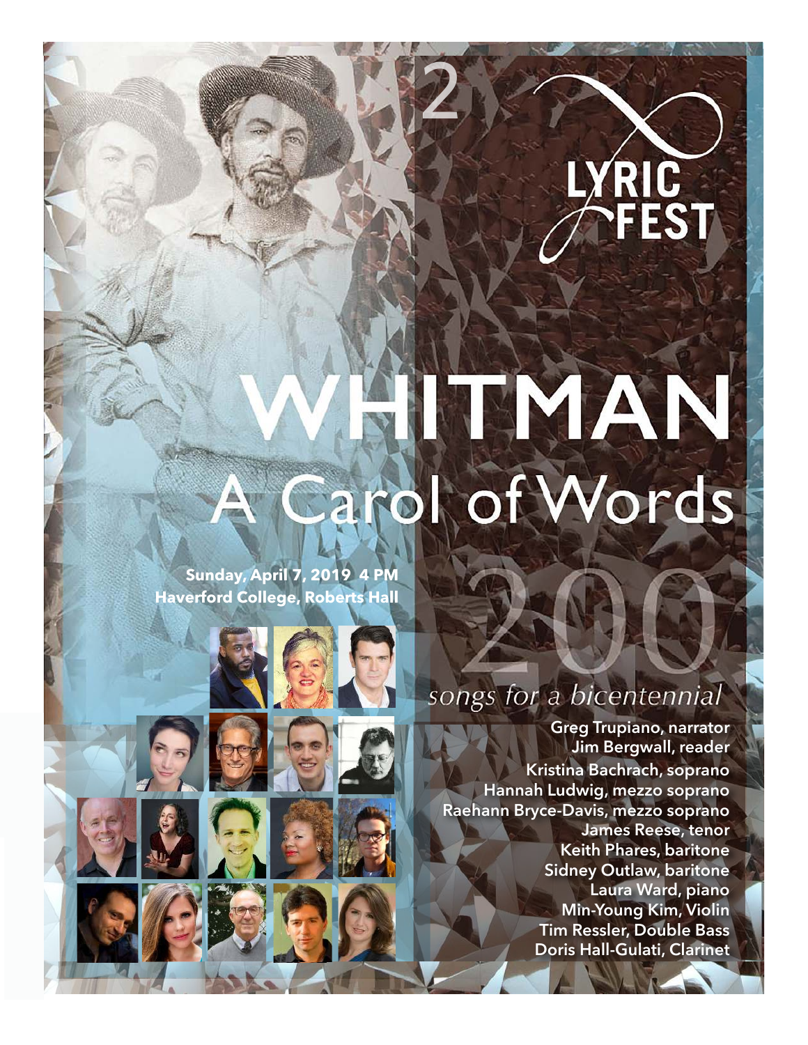LYRIC FEST

# WHITMAN

## A Carol of Words

**Sunday, April 7, 2019 4 PM**
**Haverford College, Roberts Hall**

200

*songs for a bicentennial*

**Greg Trupiano, narrator**
**Jim Bergwall, reader**
**Kristina Bachrach, soprano**
**Hannah Ludwig, mezzo soprano**
**Raehann Bryce-Davis, mezzo soprano**
**James Reese, tenor**
**Keith Phares, baritone**
**Sidney Outlaw, baritone**
**Laura Ward, piano**
**Min-Young Kim, Violin**
**Tim Ressler, Double Bass**
**Doris Hall-Gulati, Clarinet**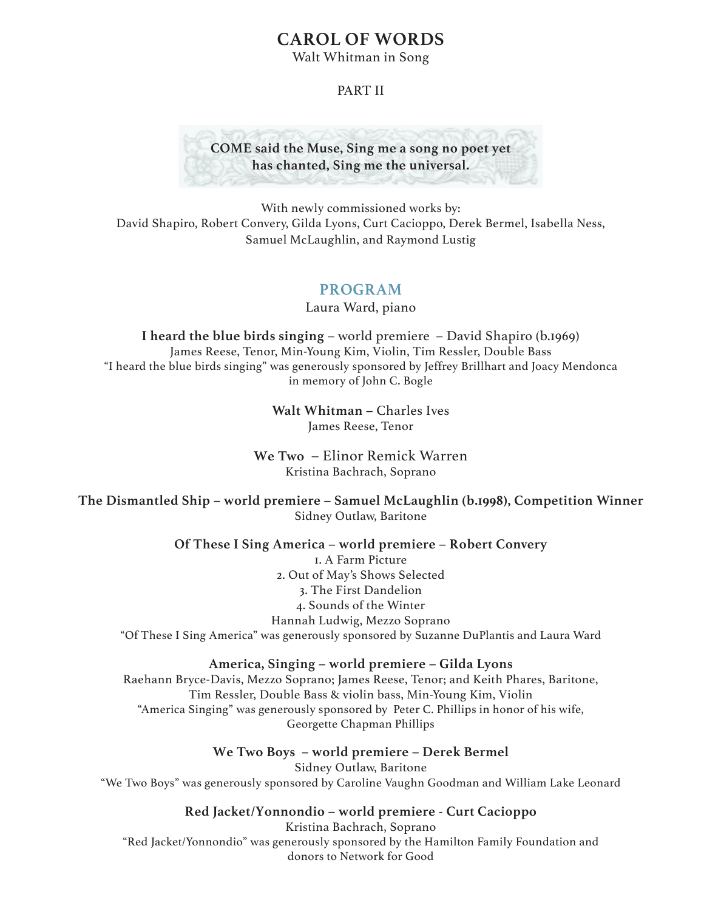# CAROL OF WORDS

Walt Whitman in Song

PART II

**COME said the Muse, Sing me a song no poet yet has chanted, Sing me the universal.**

With newly commissioned works by:
David Shapiro, Robert Convery, Gilda Lyons, Curt Cacioppo, Derek Bermel, Isabella Ness, Samuel McLaughlin, and Raymond Lustig

## PROGRAM

Laura Ward, piano

**I heard the blue birds singing** – world premiere – David Shapiro (b.1969)
James Reese, Tenor, Min-Young Kim, Violin, Tim Ressler, Double Bass
"I heard the blue birds singing" was generously sponsored by Jeffrey Brillhart and Joacy Mendonca in memory of John C. Bogle

**Walt Whitman** – Charles Ives
James Reese, Tenor

**We Two** – Elinor Remick Warren
Kristina Bachrach, Soprano

**The Dismantled Ship – world premiere – Samuel McLaughlin (b.1998), Competition Winner**
Sidney Outlaw, Baritone

**Of These I Sing America – world premiere – Robert Convery**
1. A Farm Picture
2. Out of May's Shows Selected
3. The First Dandelion
4. Sounds of the Winter
Hannah Ludwig, Mezzo Soprano
"Of These I Sing America" was generously sponsored by Suzanne DuPlantis and Laura Ward

**America, Singing – world premiere – Gilda Lyons**
Raehann Bryce-Davis, Mezzo Soprano; James Reese, Tenor; and Keith Phares, Baritone, Tim Ressler, Double Bass & violin bass, Min-Young Kim, Violin
"America Singing" was generously sponsored by Peter C. Phillips in honor of his wife, Georgette Chapman Phillips

**We Two Boys – world premiere – Derek Bermel**
Sidney Outlaw, Baritone
"We Two Boys" was generously sponsored by Caroline Vaughn Goodman and William Lake Leonard

**Red Jacket/Yonnondio – world premiere - Curt Cacioppo**
Kristina Bachrach, Soprano
"Red Jacket/Yonnondio" was generously sponsored by the Hamilton Family Foundation and donors to Network for Good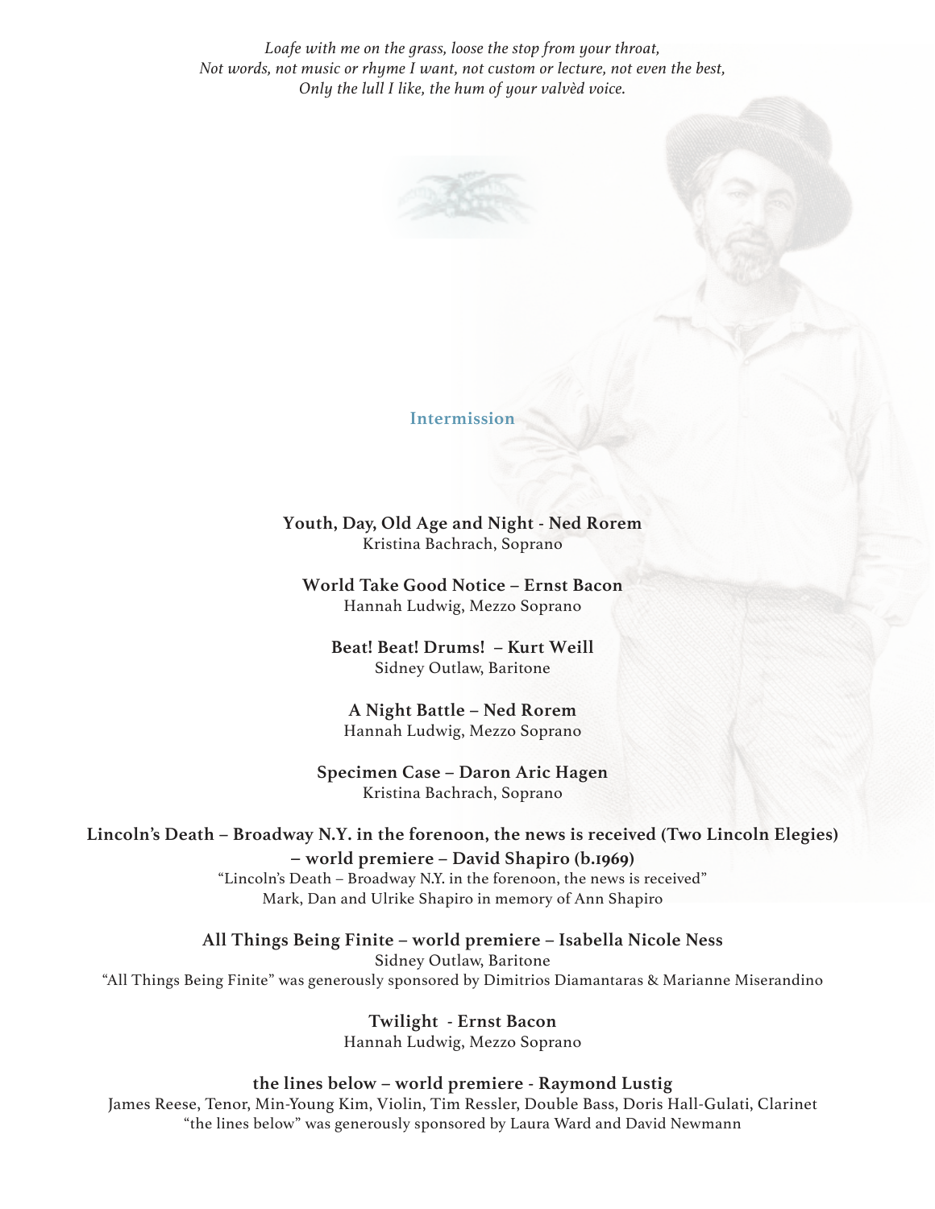*Loafe with me on the grass, loose the stop from your throat,*
*Not words, not music or rhyme I want, not custom or lecture, not even the best,*
*Only the lull I like, the hum of your valvèd voice.*

## Intermission

**Youth, Day, Old Age and Night - Ned Rorem**
Kristina Bachrach, Soprano

**World Take Good Notice – Ernst Bacon**
Hannah Ludwig, Mezzo Soprano

**Beat! Beat! Drums! – Kurt Weill**
Sidney Outlaw, Baritone

**A Night Battle – Ned Rorem**
Hannah Ludwig, Mezzo Soprano

**Specimen Case – Daron Aric Hagen**
Kristina Bachrach, Soprano

**Lincoln's Death – Broadway N.Y. in the forenoon, the news is received (Two Lincoln Elegies) – world premiere – David Shapiro (b.1969)**
"Lincoln's Death – Broadway N.Y. in the forenoon, the news is received"
Mark, Dan and Ulrike Shapiro in memory of Ann Shapiro

**All Things Being Finite – world premiere – Isabella Nicole Ness**
Sidney Outlaw, Baritone
"All Things Being Finite" was generously sponsored by Dimitrios Diamantaras & Marianne Miserandino

**Twilight - Ernst Bacon**
Hannah Ludwig, Mezzo Soprano

**the lines below – world premiere - Raymond Lustig**
James Reese, Tenor, Min-Young Kim, Violin, Tim Ressler, Double Bass, Doris Hall-Gulati, Clarinet
"the lines below" was generously sponsored by Laura Ward and David Newmann